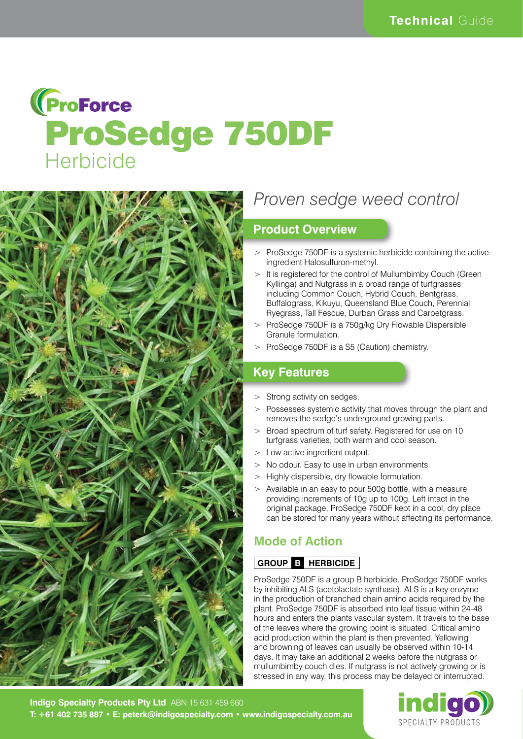Technical Guide

ProForce

# ProSedge 750DF Herbicide

*Proven sedge weed control*

## Product Overview

- ProSedge 750DF is a systemic herbicide containing the active ingredient Halosulfuron-methyl.
- It is registered for the control of Mullumbimby Couch (Green Kyllinga) and Nutgrass in a broad range of turfgrasses including Common Couch, Hybrid Couch, Bentgrass, Buffalograss, Kikuyu, Queensland Blue Couch, Perennial Ryegrass, Tall Fescue, Durban Grass and Carpetgrass.
- ProSedge 750DF is a 750g/kg Dry Flowable Dispersible Granule formulation.
- ProSedge 750DF is a S5 (Caution) chemistry.

## Key Features

- Strong activity on sedges.
- Possesses systemic activity that moves through the plant and removes the sedge's underground growing parts.
- Broad spectrum of turf safety. Registered for use on 10 turfgrass varieties, both warm and cool season.
- Low active ingredient output.
- No odour. Easy to use in urban environments.
- Highly dispersible, dry flowable formulation.
- Available in an easy to pour 500g bottle, with a measure providing increments of 10g up to 100g. Left intact in the original package, ProSedge 750DF kept in a cool, dry place can be stored for many years without affecting its performance.

## Mode of Action

**GROUP B HERBICIDE**

ProSedge 750DF is a group B herbicide. ProSedge 750DF works by inhibiting ALS (acetolactate synthase). ALS is a key enzyme in the production of branched chain amino acids required by the plant. ProSedge 750DF is absorbed into leaf tissue within 24-48 hours and enters the plants vascular system. It travels to the base of the leaves where the growing point is situated. Critical amino acid production within the plant is then prevented. Yellowing and browning of leaves can usually be observed within 10-14 days. It may take an additional 2 weeks before the nutgrass or mullumbimby couch dies. If nutgrass is not actively growing or is stressed in any way, this process may be delayed or interrupted.

**Indigo Specialty Products Pty Ltd** ABN 15 631 459 660
**T: +61 402 735 887 • E: peterk@indigospecialty.com • www.indigospecialty.com.au**

indigo SPECIALTY PRODUCTS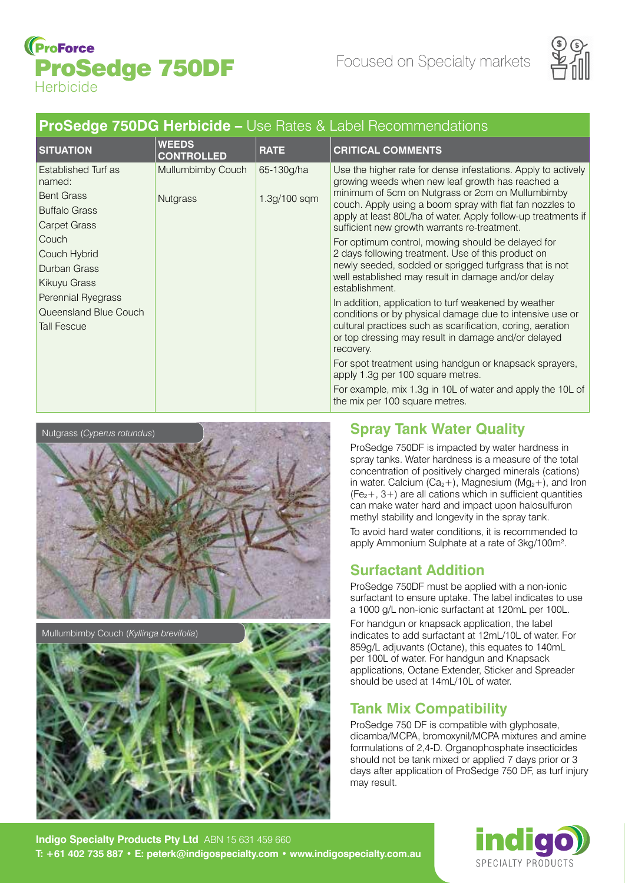ProForce

# ProSedge 750DF

Herbicide

Focused on Specialty markets

## ProSedge 750DG Herbicide – Use Rates & Label Recommendations

| SITUATION | WEEDS CONTROLLED | RATE | CRITICAL COMMENTS |
|---|---|---|---|
| Established Turf as named: Bent Grass, Buffalo Grass, Carpet Grass, Couch, Couch Hybrid, Durban Grass, Kikuyu Grass, Perennial Ryegrass, Queensland Blue Couch, Tall Fescue | Mullumbimby Couch<br>Nutgrass | 65-130g/ha<br>1.3g/100 sqm | Use the higher rate for dense infestations. Apply to actively growing weeds when new leaf growth has reached a minimum of 5cm on Nutgrass or 2cm on Mullumbimby couch. Apply using a boom spray with flat fan nozzles to apply at least 80L/ha of water. Apply follow-up treatments if sufficient new growth warrants re-treatment.<br>For optimum control, mowing should be delayed for 2 days following treatment. Use of this product on newly seeded, sodded or sprigged turfgrass that is not well established may result in damage and/or delay establishment.<br>In addition, application to turf weakened by weather conditions or by physical damage due to intensive use or cultural practices such as scarification, coring, aeration or top dressing may result in damage and/or delayed recovery.<br>For spot treatment using handgun or knapsack sprayers, apply 1.3g per 100 square metres.<br>For example, mix 1.3g in 10L of water and apply the 10L of the mix per 100 square metres. |

Nutgrass (*Cyperus rotundus*)

Mullumbimby Couch (*Kyllinga brevifolia*)

## Spray Tank Water Quality

ProSedge 750DF is impacted by water hardness in spray tanks. Water hardness is a measure of the total concentration of positively charged minerals (cations) in water. Calcium ($Ca_2+$), Magnesium ($Mg_2+$), and Iron ($Fe_2+$, 3+) are all cations which in sufficient quantities can make water hard and impact upon halosulfuron methyl stability and longevity in the spray tank.

To avoid hard water conditions, it is recommended to apply Ammonium Sulphate at a rate of 3kg/100m$^2$.

## Surfactant Addition

ProSedge 750DF must be applied with a non-ionic surfactant to ensure uptake. The label indicates to use a 1000 g/L non-ionic surfactant at 120mL per 100L.

For handgun or knapsack application, the label indicates to add surfactant at 12mL/10L of water. For 859g/L adjuvants (Octane), this equates to 140mL per 100L of water. For handgun and Knapsack applications, Octane Extender, Sticker and Spreader should be used at 14mL/10L of water.

## Tank Mix Compatibility

ProSedge 750 DF is compatible with glyphosate, dicamba/MCPA, bromoxynil/MCPA mixtures and amine formulations of 2,4-D. Organophosphate insecticides should not be tank mixed or applied 7 days prior or 3 days after application of ProSedge 750 DF, as turf injury may result.

**Indigo Specialty Products Pty Ltd** ABN 15 631 459 660
**T: +61 402 735 887 • E: peterk@indigospecialty.com • www.indigospecialty.com.au**

indigo SPECIALTY PRODUCTS